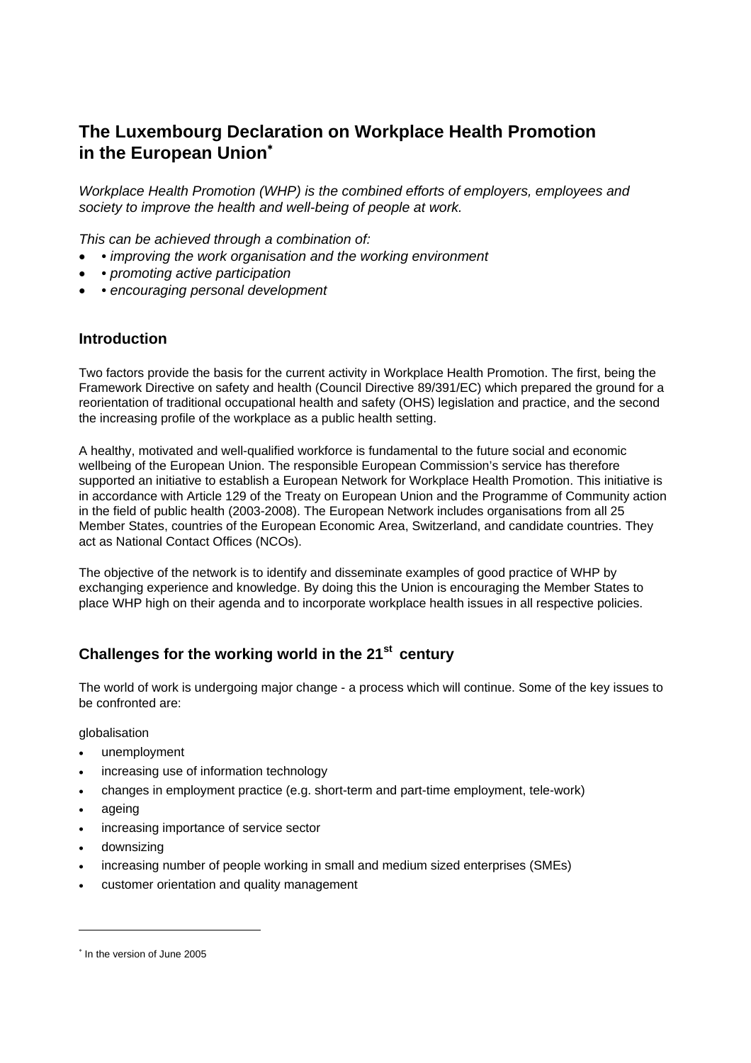# The Luxembourg Declaration on Workplace Health Promotion in the European Union*

*Workplace Health Promotion (WHP) is the combined efforts of employers, employees and society to improve the health and well-being of people at work.*

*This can be achieved through a combination of:*

- *• improving the work organisation and the working environment*
- *• promoting active participation*
- *• encouraging personal development*

## Introduction

Two factors provide the basis for the current activity in Workplace Health Promotion. The first, being the Framework Directive on safety and health (Council Directive 89/391/EC) which prepared the ground for a reorientation of traditional occupational health and safety (OHS) legislation and practice, and the second the increasing profile of the workplace as a public health setting.

A healthy, motivated and well-qualified workforce is fundamental to the future social and economic wellbeing of the European Union. The responsible European Commission's service has therefore supported an initiative to establish a European Network for Workplace Health Promotion. This initiative is in accordance with Article 129 of the Treaty on European Union and the Programme of Community action in the field of public health (2003-2008). The European Network includes organisations from all 25 Member States, countries of the European Economic Area, Switzerland, and candidate countries. They act as National Contact Offices (NCOs).

The objective of the network is to identify and disseminate examples of good practice of WHP by exchanging experience and knowledge. By doing this the Union is encouraging the Member States to place WHP high on their agenda and to incorporate workplace health issues in all respective policies.

## Challenges for the working world in the 21st century

The world of work is undergoing major change - a process which will continue. Some of the key issues to be confronted are:

globalisation

- unemployment
- increasing use of information technology
- changes in employment practice (e.g. short-term and part-time employment, tele-work)
- ageing
- increasing importance of service sector
- downsizing
- increasing number of people working in small and medium sized enterprises (SMEs)
- customer orientation and quality management

---

* In the version of June 2005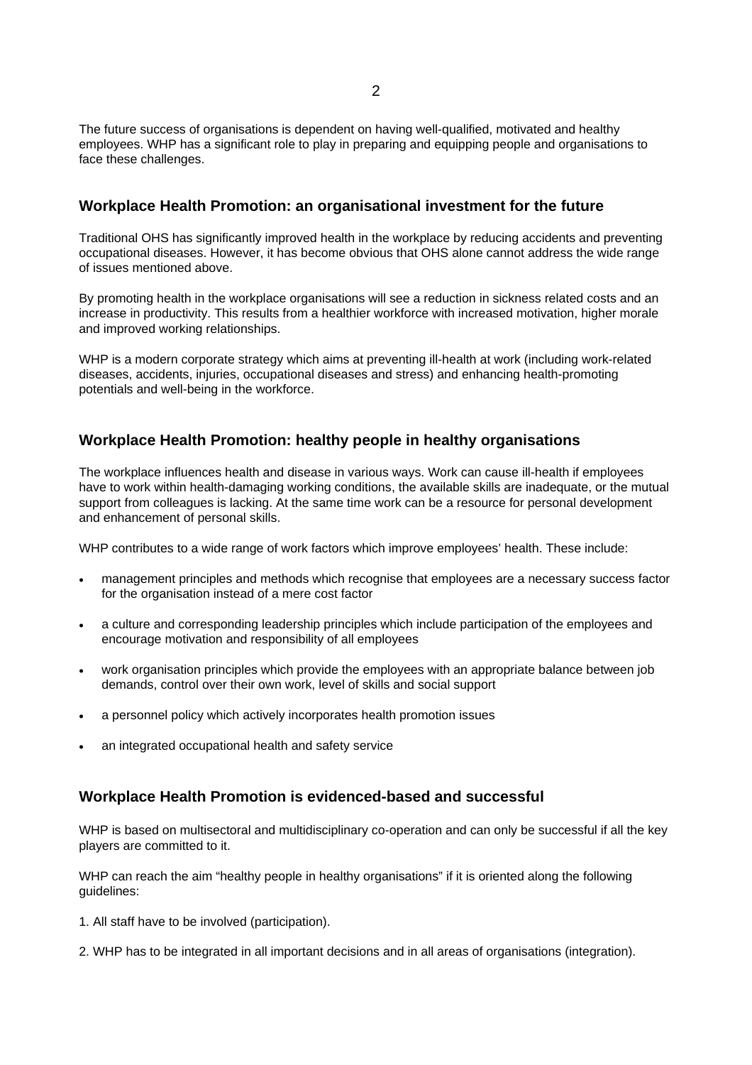The future success of organisations is dependent on having well-qualified, motivated and healthy employees. WHP has a significant role to play in preparing and equipping people and organisations to face these challenges.

## Workplace Health Promotion: an organisational investment for the future

Traditional OHS has significantly improved health in the workplace by reducing accidents and preventing occupational diseases. However, it has become obvious that OHS alone cannot address the wide range of issues mentioned above.

By promoting health in the workplace organisations will see a reduction in sickness related costs and an increase in productivity. This results from a healthier workforce with increased motivation, higher morale and improved working relationships.

WHP is a modern corporate strategy which aims at preventing ill-health at work (including work-related diseases, accidents, injuries, occupational diseases and stress) and enhancing health-promoting potentials and well-being in the workforce.

## Workplace Health Promotion: healthy people in healthy organisations

The workplace influences health and disease in various ways. Work can cause ill-health if employees have to work within health-damaging working conditions, the available skills are inadequate, or the mutual support from colleagues is lacking. At the same time work can be a resource for personal development and enhancement of personal skills.

WHP contributes to a wide range of work factors which improve employees' health. These include:

- management principles and methods which recognise that employees are a necessary success factor for the organisation instead of a mere cost factor
- a culture and corresponding leadership principles which include participation of the employees and encourage motivation and responsibility of all employees
- work organisation principles which provide the employees with an appropriate balance between job demands, control over their own work, level of skills and social support
- a personnel policy which actively incorporates health promotion issues
- an integrated occupational health and safety service

## Workplace Health Promotion is evidenced-based and successful

WHP is based on multisectoral and multidisciplinary co-operation and can only be successful if all the key players are committed to it.

WHP can reach the aim "healthy people in healthy organisations" if it is oriented along the following guidelines:

1. All staff have to be involved (participation).

2. WHP has to be integrated in all important decisions and in all areas of organisations (integration).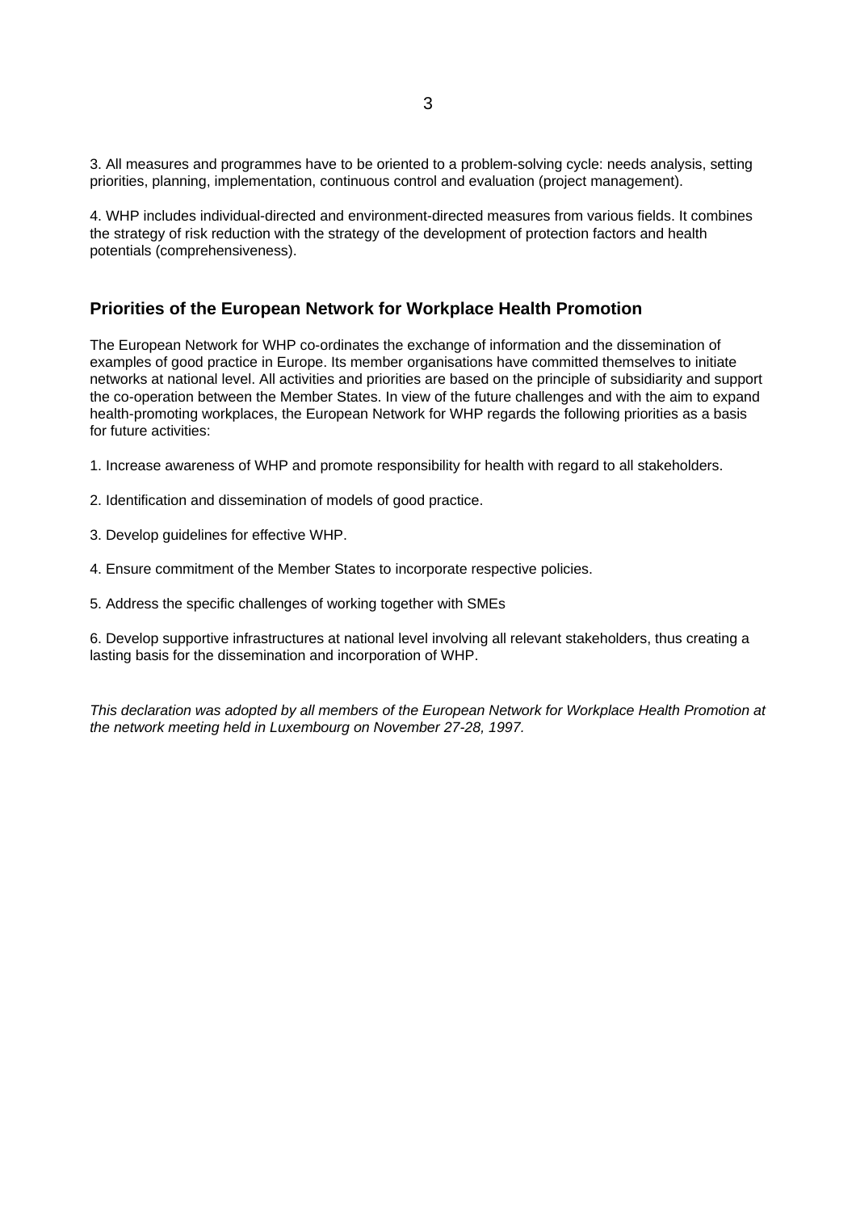3. All measures and programmes have to be oriented to a problem-solving cycle: needs analysis, setting priorities, planning, implementation, continuous control and evaluation (project management).

4. WHP includes individual-directed and environment-directed measures from various fields. It combines the strategy of risk reduction with the strategy of the development of protection factors and health potentials (comprehensiveness).

## Priorities of the European Network for Workplace Health Promotion

The European Network for WHP co-ordinates the exchange of information and the dissemination of examples of good practice in Europe. Its member organisations have committed themselves to initiate networks at national level. All activities and priorities are based on the principle of subsidiarity and support the co-operation between the Member States. In view of the future challenges and with the aim to expand health-promoting workplaces, the European Network for WHP regards the following priorities as a basis for future activities:

1. Increase awareness of WHP and promote responsibility for health with regard to all stakeholders.

2. Identification and dissemination of models of good practice.

3. Develop guidelines for effective WHP.

4. Ensure commitment of the Member States to incorporate respective policies.

5. Address the specific challenges of working together with SMEs

6. Develop supportive infrastructures at national level involving all relevant stakeholders, thus creating a lasting basis for the dissemination and incorporation of WHP.

*This declaration was adopted by all members of the European Network for Workplace Health Promotion at the network meeting held in Luxembourg on November 27-28, 1997.*